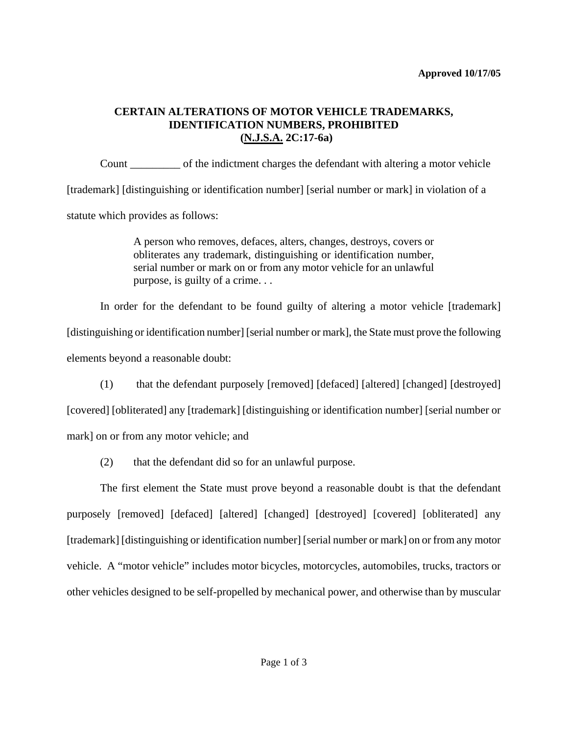**Approved 10/17/05**

# CERTAIN ALTERATIONS OF MOTOR VEHICLE TRADEMARKS, IDENTIFICATION NUMBERS, PROHIBITED (N.J.S.A. 2C:17-6a)

Count _________ of the indictment charges the defendant with altering a motor vehicle [trademark] [distinguishing or identification number] [serial number or mark] in violation of a statute which provides as follows:

> A person who removes, defaces, alters, changes, destroys, covers or obliterates any trademark, distinguishing or identification number, serial number or mark on or from any motor vehicle for an unlawful purpose, is guilty of a crime. . .

In order for the defendant to be found guilty of altering a motor vehicle [trademark] [distinguishing or identification number] [serial number or mark], the State must prove the following elements beyond a reasonable doubt:

(1) that the defendant purposely [removed] [defaced] [altered] [changed] [destroyed] [covered] [obliterated] any [trademark] [distinguishing or identification number] [serial number or mark] on or from any motor vehicle; and

(2) that the defendant did so for an unlawful purpose.

The first element the State must prove beyond a reasonable doubt is that the defendant purposely [removed] [defaced] [altered] [changed] [destroyed] [covered] [obliterated] any [trademark] [distinguishing or identification number] [serial number or mark] on or from any motor vehicle. A "motor vehicle" includes motor bicycles, motorcycles, automobiles, trucks, tractors or other vehicles designed to be self-propelled by mechanical power, and otherwise than by muscular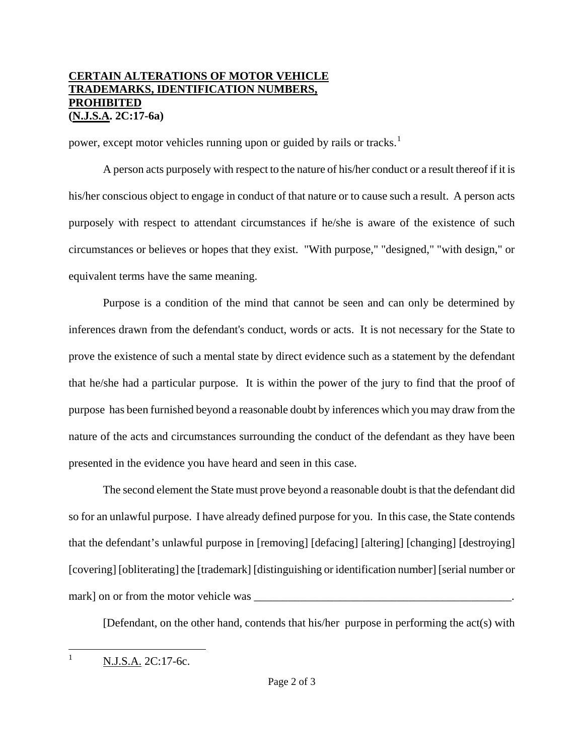**CERTAIN ALTERATIONS OF MOTOR VEHICLE TRADEMARKS, IDENTIFICATION NUMBERS, PROHIBITED**
**(N.J.S.A. 2C:17-6a)**

power, except motor vehicles running upon or guided by rails or tracks.[1]

A person acts purposely with respect to the nature of his/her conduct or a result thereof if it is his/her conscious object to engage in conduct of that nature or to cause such a result. A person acts purposely with respect to attendant circumstances if he/she is aware of the existence of such circumstances or believes or hopes that they exist. "With purpose," "designed," "with design," or equivalent terms have the same meaning.

Purpose is a condition of the mind that cannot be seen and can only be determined by inferences drawn from the defendant's conduct, words or acts. It is not necessary for the State to prove the existence of such a mental state by direct evidence such as a statement by the defendant that he/she had a particular purpose. It is within the power of the jury to find that the proof of purpose has been furnished beyond a reasonable doubt by inferences which you may draw from the nature of the acts and circumstances surrounding the conduct of the defendant as they have been presented in the evidence you have heard and seen in this case.

The second element the State must prove beyond a reasonable doubt is that the defendant did so for an unlawful purpose. I have already defined purpose for you. In this case, the State contends that the defendant's unlawful purpose in [removing] [defacing] [altering] [changing] [destroying] [covering] [obliterating] the [trademark] [distinguishing or identification number] [serial number or mark] on or from the motor vehicle was _______________________________________________.

[Defendant, on the other hand, contends that his/her purpose in performing the act(s) with

---

[1] N.J.S.A. 2C:17-6c.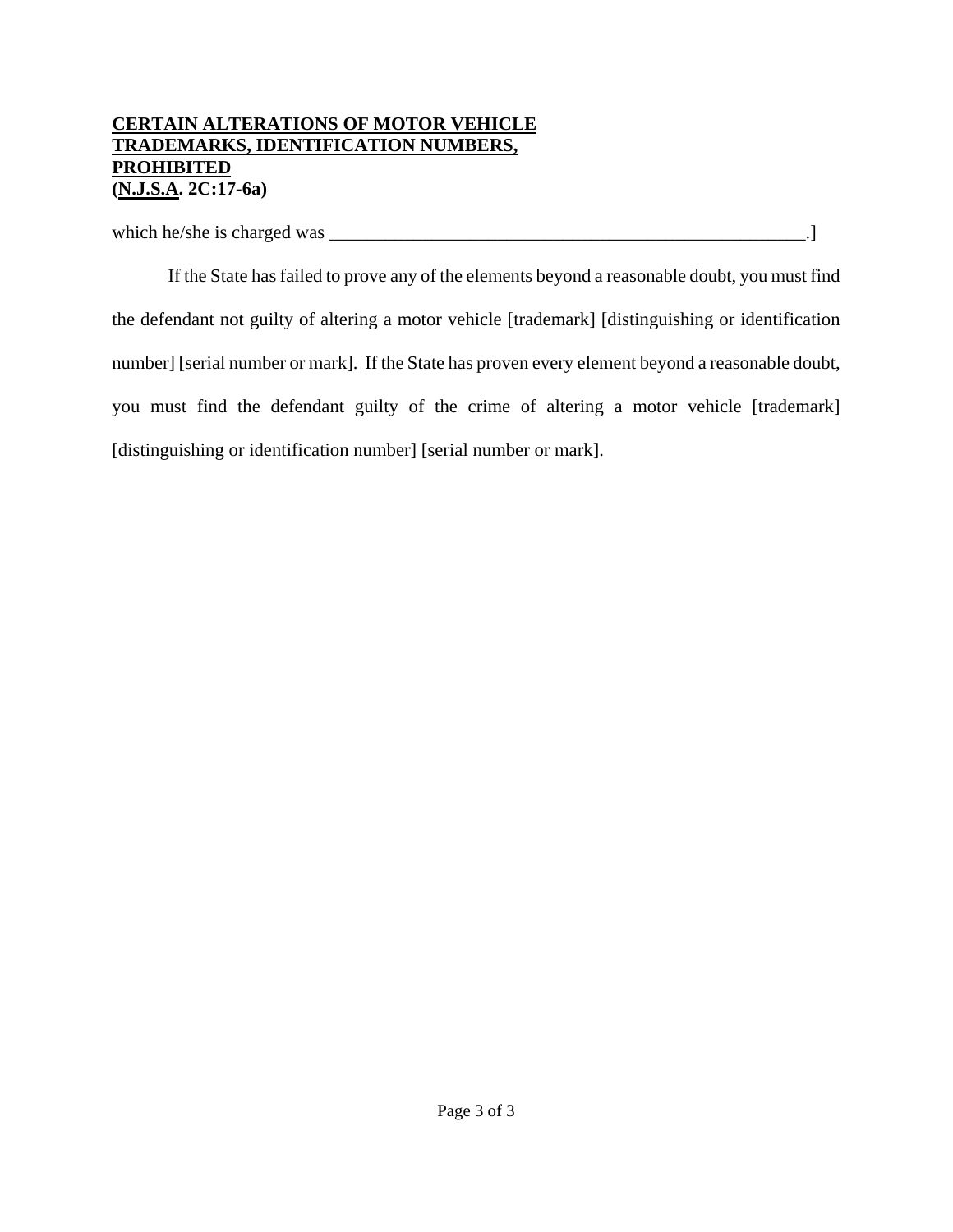which he/she is charged was _____________________________________________________.]

If the State has failed to prove any of the elements beyond a reasonable doubt, you must find the defendant not guilty of altering a motor vehicle [trademark] [distinguishing or identification number] [serial number or mark]. If the State has proven every element beyond a reasonable doubt, you must find the defendant guilty of the crime of altering a motor vehicle [trademark] [distinguishing or identification number] [serial number or mark].